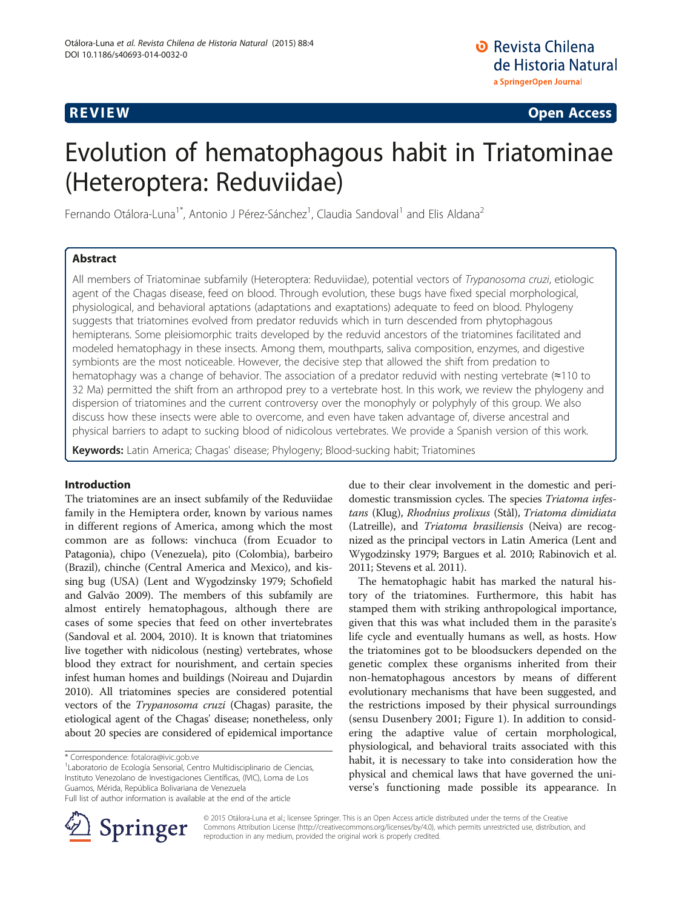**REVIEW** **Open Access**

# Evolution of hematophagous habit in Triatominae (Heteroptera: Reduviidae)

Fernando Otálora-Luna[1*], Antonio J Pérez-Sánchez[1], Claudia Sandoval[1] and Elis Aldana[2]

## Abstract

All members of Triatominae subfamily (Heteroptera: Reduviidae), potential vectors of *Trypanosoma cruzi*, etiologic agent of the Chagas disease, feed on blood. Through evolution, these bugs have fixed special morphological, physiological, and behavioral aptations (adaptations and exaptations) adequate to feed on blood. Phylogeny suggests that triatomines evolved from predator reduvids which in turn descended from phytophagous hemipterans. Some pleisiomorphic traits developed by the reduvid ancestors of the triatomines facilitated and modeled hematophagy in these insects. Among them, mouthparts, saliva composition, enzymes, and digestive symbionts are the most noticeable. However, the decisive step that allowed the shift from predation to hematophagy was a change of behavior. The association of a predator reduvid with nesting vertebrate (≈110 to 32 Ma) permitted the shift from an arthropod prey to a vertebrate host. In this work, we review the phylogeny and dispersion of triatomines and the current controversy over the monophyly or polyphyly of this group. We also discuss how these insects were able to overcome, and even have taken advantage of, diverse ancestral and physical barriers to adapt to sucking blood of nidicolous vertebrates. We provide a Spanish version of this work.

**Keywords:** Latin America; Chagas' disease; Phylogeny; Blood-sucking habit; Triatomines

## Introduction

The triatomines are an insect subfamily of the Reduviidae family in the Hemiptera order, known by various names in different regions of America, among which the most common are as follows: vinchuca (from Ecuador to Patagonia), chipo (Venezuela), pito (Colombia), barbeiro (Brazil), chinche (Central America and Mexico), and kissing bug (USA) (Lent and Wygodzinsky 1979; Schofield and Galvão 2009). The members of this subfamily are almost entirely hematophagous, although there are cases of some species that feed on other invertebrates (Sandoval et al. 2004, 2010). It is known that triatomines live together with nidicolous (nesting) vertebrates, whose blood they extract for nourishment, and certain species infest human homes and buildings (Noireau and Dujardin 2010). All triatomines species are considered potential vectors of the *Trypanosoma cruzi* (Chagas) parasite, the etiological agent of the Chagas' disease; nonetheless, only about 20 species are considered of epidemical importance due to their clear involvement in the domestic and peridomestic transmission cycles. The species *Triatoma infestans* (Klug), *Rhodnius prolixus* (Stål), *Triatoma dimidiata* (Latreille), and *Triatoma brasiliensis* (Neiva) are recognized as the principal vectors in Latin America (Lent and Wygodzinsky 1979; Bargues et al. 2010; Rabinovich et al. 2011; Stevens et al. 2011).

The hematophagic habit has marked the natural history of the triatomines. Furthermore, this habit has stamped them with striking anthropological importance, given that this was what included them in the parasite's life cycle and eventually humans as well, as hosts. How the triatomines got to be bloodsuckers depended on the genetic complex these organisms inherited from their non-hematophagous ancestors by means of different evolutionary mechanisms that have been suggested, and the restrictions imposed by their physical surroundings (sensu Dusenbery 2001; Figure 1). In addition to considering the adaptive value of certain morphological, physiological, and behavioral traits associated with this habit, it is necessary to take into consideration how the physical and chemical laws that have governed the universe's functioning made possible its appearance. In

\* Correspondence: fotalora@ivic.gob.ve
[1]Laboratorio de Ecología Sensorial, Centro Multidisciplinario de Ciencias, Instituto Venezolano de Investigaciones Científicas, (IVIC), Loma de Los Guamos, Mérida, República Bolivariana de Venezuela
Full list of author information is available at the end of the article

© 2015 Otálora-Luna et al.; licensee Springer. This is an Open Access article distributed under the terms of the Creative Commons Attribution License (http://creativecommons.org/licenses/by/4.0), which permits unrestricted use, distribution, and reproduction in any medium, provided the original work is properly credited.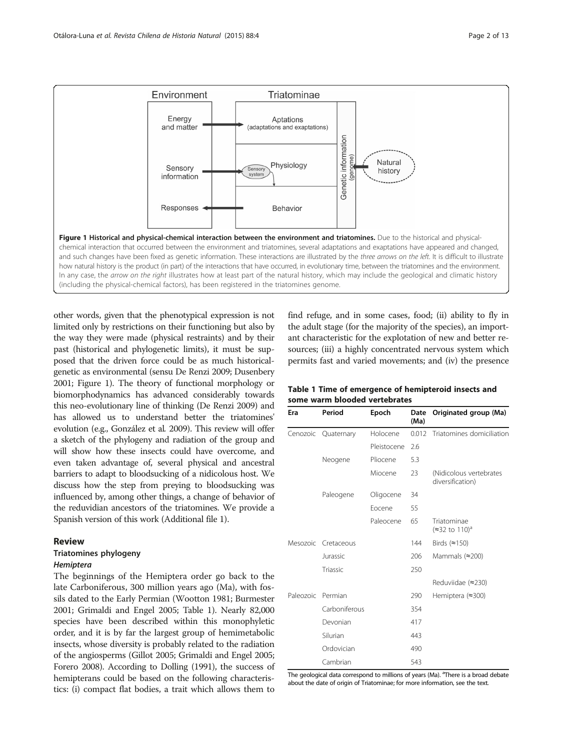**Figure 1 Historical and physical-chemical interaction between the environment and triatomines.** Due to the historical and physical-chemical interaction that occurred between the environment and triatomines, several adaptations and exaptations have appeared and changed, and such changes have been fixed as genetic information. These interactions are illustrated by the *three arrows on the left*. It is difficult to illustrate how natural history is the product (in part) of the interactions that have occurred, in evolutionary time, between the triatomines and the environment. In any case, the *arrow on the right* illustrates how at least part of the natural history, which may include the geological and climatic history (including the physical-chemical factors), has been registered in the triatomines genome.

other words, given that the phenotypical expression is not limited only by restrictions on their functioning but also by the way they were made (physical restraints) and by their past (historical and phylogenetic limits), it must be supposed that the driven force could be as much historical-genetic as environmental (sensu De Renzi 2009; Dusenbery 2001; Figure 1). The theory of functional morphology or biomorphodynamics has advanced considerably towards this neo-evolutionary line of thinking (De Renzi 2009) and has allowed us to understand better the triatomines' evolution (e.g., González et al. 2009). This review will offer a sketch of the phylogeny and radiation of the group and will show how these insects could have overcome, and even taken advantage of, several physical and ancestral barriers to adapt to bloodsucking of a nidicolous host. We discuss how the step from preying to bloodsucking was influenced by, among other things, a change of behavior of the reduvidian ancestors of the triatomines. We provide a Spanish version of this work (Additional file 1).

## Review

### Triatomines phylogeny

#### *Hemiptera*

The beginnings of the Hemiptera order go back to the late Carboniferous, 300 million years ago (Ma), with fossils dated to the Early Permian (Wootton 1981; Burmester 2001; Grimaldi and Engel 2005; Table 1). Nearly 82,000 species have been described within this monophyletic order, and it is by far the largest group of hemimetabolic insects, whose diversity is probably related to the radiation of the angiosperms (Gillot 2005; Grimaldi and Engel 2005; Forero 2008). According to Dolling (1991), the success of hemipterans could be based on the following characteristics: (i) compact flat bodies, a trait which allows them to find refuge, and in some cases, food; (ii) ability to fly in the adult stage (for the majority of the species), an important characteristic for the explotation of new and better resources; (iii) a highly concentrated nervous system which permits fast and varied movements; and (iv) the presence

**Table 1 Time of emergence of hemipteroid insects and some warm blooded vertebrates**

| Era | Period | Epoch | Date (Ma) | Originated group (Ma) |
|---|---|---|---|---|
| Cenozoic | Quaternary | Holocene | 0.012 | Triatomines domiciliation |
| | | Pleistocene | 2.6 | |
| | Neogene | Pliocene | 5.3 | |
| | | Miocene | 23 | (Nidicolous vertebrates diversification) |
| | Paleogene | Oligocene | 34 | |
| | | Eocene | 55 | |
| | | Paleocene | 65 | Triatominae (≈32 to 110)[a] |
| Mesozoic | Cretaceous | | 144 | Birds (≈150) |
| | Jurassic | | 206 | Mammals (≈200) |
| | Triassic | | 250 | |
| | | | | Reduviidae (≈230) |
| Paleozoic | Permian | | 290 | Hemiptera (≈300) |
| | Carboniferous | | 354 | |
| | Devonian | | 417 | |
| | Silurian | | 443 | |
| | Ordovician | | 490 | |
| | Cambrian | | 543 | |

The geological data correspond to millions of years (Ma). [a]There is a broad debate about the date of origin of Triatominae; for more information, see the text.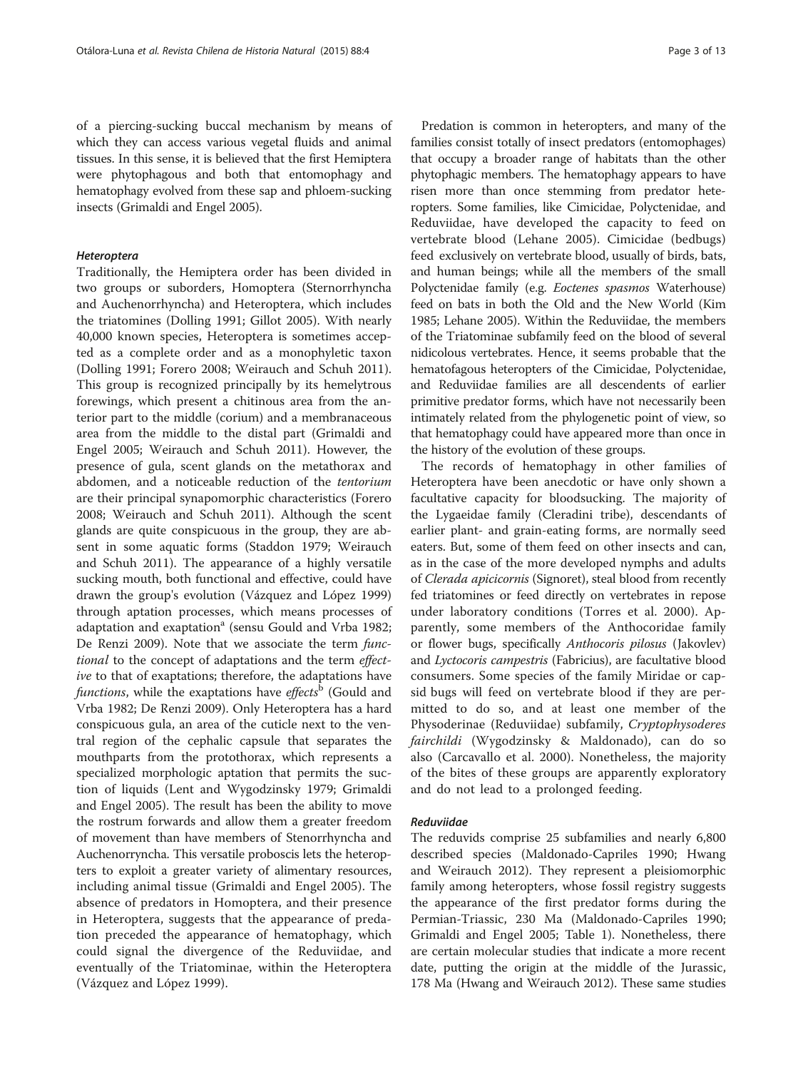of a piercing-sucking buccal mechanism by means of which they can access various vegetal fluids and animal tissues. In this sense, it is believed that the first Hemiptera were phytophagous and both that entomophagy and hematophagy evolved from these sap and phloem-sucking insects (Grimaldi and Engel 2005).

### *Heteroptera*

Traditionally, the Hemiptera order has been divided in two groups or suborders, Homoptera (Sternorrhyncha and Auchenorrhyncha) and Heteroptera, which includes the triatomines (Dolling 1991; Gillot 2005). With nearly 40,000 known species, Heteroptera is sometimes accepted as a complete order and as a monophyletic taxon (Dolling 1991; Forero 2008; Weirauch and Schuh 2011). This group is recognized principally by its hemelytrous forewings, which present a chitinous area from the anterior part to the middle (corium) and a membranaceous area from the middle to the distal part (Grimaldi and Engel 2005; Weirauch and Schuh 2011). However, the presence of gula, scent glands on the metathorax and abdomen, and a noticeable reduction of the *tentorium* are their principal synapomorphic characteristics (Forero 2008; Weirauch and Schuh 2011). Although the scent glands are quite conspicuous in the group, they are absent in some aquatic forms (Staddon 1979; Weirauch and Schuh 2011). The appearance of a highly versatile sucking mouth, both functional and effective, could have drawn the group's evolution (Vázquez and López 1999) through aptation processes, which means processes of adaptation and exaptation[a] (sensu Gould and Vrba 1982; De Renzi 2009). Note that we associate the term *functional* to the concept of adaptations and the term *effective* to that of exaptations; therefore, the adaptations have *functions*, while the exaptations have *effects*[b] (Gould and Vrba 1982; De Renzi 2009). Only Heteroptera has a hard conspicuous gula, an area of the cuticle next to the ventral region of the cephalic capsule that separates the mouthparts from the protothorax, which represents a specialized morphologic aptation that permits the suction of liquids (Lent and Wygodzinsky 1979; Grimaldi and Engel 2005). The result has been the ability to move the rostrum forwards and allow them a greater freedom of movement than have members of Stenorrhyncha and Auchenorryncha. This versatile proboscis lets the heteropters to exploit a greater variety of alimentary resources, including animal tissue (Grimaldi and Engel 2005). The absence of predators in Homoptera, and their presence in Heteroptera, suggests that the appearance of predation preceded the appearance of hematophagy, which could signal the divergence of the Reduviidae, and eventually of the Triatominae, within the Heteroptera (Vázquez and López 1999).

Predation is common in heteropters, and many of the families consist totally of insect predators (entomophages) that occupy a broader range of habitats than the other phytophagic members. The hematophagy appears to have risen more than once stemming from predator heteropters. Some families, like Cimicidae, Polyctenidae, and Reduviidae, have developed the capacity to feed on vertebrate blood (Lehane 2005). Cimicidae (bedbugs) feed exclusively on vertebrate blood, usually of birds, bats, and human beings; while all the members of the small Polyctenidae family (e.g. *Eoctenes spasmos* Waterhouse) feed on bats in both the Old and the New World (Kim 1985; Lehane 2005). Within the Reduviidae, the members of the Triatominae subfamily feed on the blood of several nidicolous vertebrates. Hence, it seems probable that the hematofagous heteropters of the Cimicidae, Polyctenidae, and Reduviidae families are all descendents of earlier primitive predator forms, which have not necessarily been intimately related from the phylogenetic point of view, so that hematophagy could have appeared more than once in the history of the evolution of these groups.

The records of hematophagy in other families of Heteroptera have been anecdotic or have only shown a facultative capacity for bloodsucking. The majority of the Lygaeidae family (Cleradini tribe), descendants of earlier plant- and grain-eating forms, are normally seed eaters. But, some of them feed on other insects and can, as in the case of the more developed nymphs and adults of *Clerada apicicornis* (Signoret), steal blood from recently fed triatomines or feed directly on vertebrates in repose under laboratory conditions (Torres et al. 2000). Apparently, some members of the Anthocoridae family or flower bugs, specifically *Anthocoris pilosus* (Jakovlev) and *Lyctocoris campestris* (Fabricius), are facultative blood consumers. Some species of the family Miridae or capsid bugs will feed on vertebrate blood if they are permitted to do so, and at least one member of the Physoderinae (Reduviidae) subfamily, *Cryptophysoderes fairchildi* (Wygodzinsky & Maldonado), can do so also (Carcavallo et al. 2000). Nonetheless, the majority of the bites of these groups are apparently exploratory and do not lead to a prolonged feeding.

### *Reduviidae*

The reduvids comprise 25 subfamilies and nearly 6,800 described species (Maldonado-Capriles 1990; Hwang and Weirauch 2012). They represent a pleisiomorphic family among heteropters, whose fossil registry suggests the appearance of the first predator forms during the Permian-Triassic, 230 Ma (Maldonado-Capriles 1990; Grimaldi and Engel 2005; Table 1). Nonetheless, there are certain molecular studies that indicate a more recent date, putting the origin at the middle of the Jurassic, 178 Ma (Hwang and Weirauch 2012). These same studies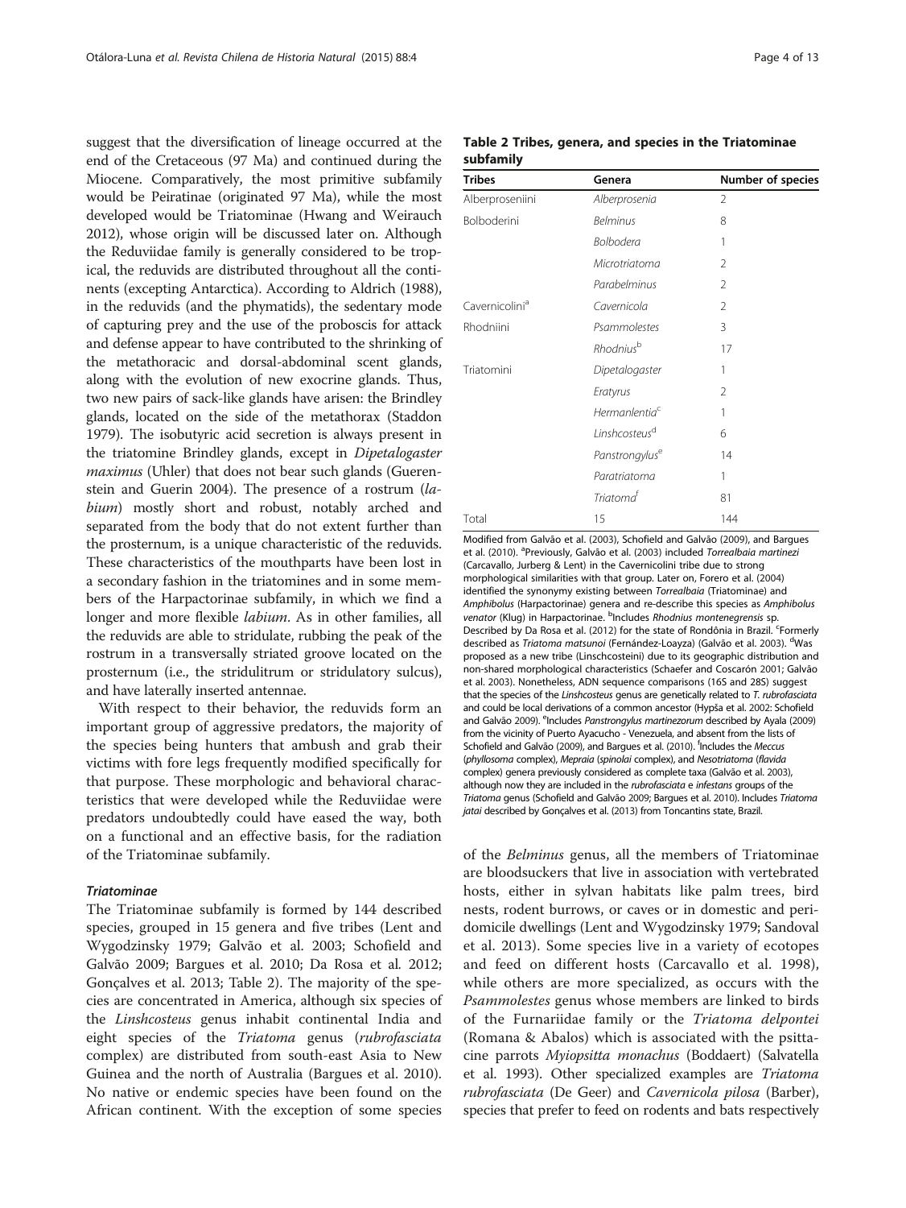suggest that the diversification of lineage occurred at the end of the Cretaceous (97 Ma) and continued during the Miocene. Comparatively, the most primitive subfamily would be Peiratinae (originated 97 Ma), while the most developed would be Triatominae (Hwang and Weirauch 2012), whose origin will be discussed later on. Although the Reduviidae family is generally considered to be tropical, the reduvids are distributed throughout all the continents (excepting Antarctica). According to Aldrich (1988), in the reduvids (and the phymatids), the sedentary mode of capturing prey and the use of the proboscis for attack and defense appear to have contributed to the shrinking of the metathoracic and dorsal-abdominal scent glands, along with the evolution of new exocrine glands. Thus, two new pairs of sack-like glands have arisen: the Brindley glands, located on the side of the metathorax (Staddon 1979). The isobutyric acid secretion is always present in the triatomine Brindley glands, except in *Dipetalogaster maximus* (Uhler) that does not bear such glands (Guerenstein and Guerin 2004). The presence of a rostrum (*labium*) mostly short and robust, notably arched and separated from the body that do not extent further than the prosternum, is a unique characteristic of the reduvids. These characteristics of the mouthparts have been lost in a secondary fashion in the triatomines and in some members of the Harpactorinae subfamily, in which we find a longer and more flexible *labium*. As in other families, all the reduvids are able to stridulate, rubbing the peak of the rostrum in a transversally striated groove located on the prosternum (i.e., the stridulitrum or stridulatory sulcus), and have laterally inserted antennae.

With respect to their behavior, the reduvids form an important group of aggressive predators, the majority of the species being hunters that ambush and grab their victims with fore legs frequently modified specifically for that purpose. These morphologic and behavioral characteristics that were developed while the Reduviidae were predators undoubtedly could have eased the way, both on a functional and an effective basis, for the radiation of the Triatominae subfamily.

#### *Triatominae*

The Triatominae subfamily is formed by 144 described species, grouped in 15 genera and five tribes (Lent and Wygodzinsky 1979; Galvão et al. 2003; Schofield and Galvão 2009; Bargues et al. 2010; Da Rosa et al. 2012; Gonçalves et al. 2013; Table 2). The majority of the species are concentrated in America, although six species of the *Linshcosteus* genus inhabit continental India and eight species of the *Triatoma* genus (*rubrofasciata* complex) are distributed from south-east Asia to New Guinea and the north of Australia (Bargues et al. 2010). No native or endemic species have been found on the African continent. With the exception of some species of the *Belminus* genus, all the members of Triatominae are bloodsuckers that live in association with vertebrated hosts, either in sylvan habitats like palm trees, bird nests, rodent burrows, or caves or in domestic and peridomicile dwellings (Lent and Wygodzinsky 1979; Sandoval et al. 2013). Some species live in a variety of ecotopes and feed on different hosts (Carcavallo et al. 1998), while others are more specialized, as occurs with the *Psammolestes* genus whose members are linked to birds of the Furnariidae family or the *Triatoma delpontei* (Romana & Abalos) which is associated with the psittacine parrots *Myiopsitta monachus* (Boddaert) (Salvatella et al. 1993). Other specialized examples are *Triatoma rubrofasciata* (De Geer) and *Cavernicola pilosa* (Barber), species that prefer to feed on rodents and bats respectively

**Table 2 Tribes, genera, and species in the Triatominae subfamily**

| Tribes | Genera | Number of species |
|---|---|---|
| Alberproseniini | *Alberprosenia* | 2 |
| Bolboderini | *Belminus* | 8 |
| | *Bolbodera* | 1 |
| | *Microtriatoma* | 2 |
| | *Parabelminus* | 2 |
| Cavernicolini[a] | *Cavernicola* | 2 |
| Rhodniini | *Psammolestes* | 3 |
| | *Rhodnius*[b] | 17 |
| Triatomini | *Dipetalogaster* | 1 |
| | *Eratyrus* | 2 |
| | *Hermanlentia*[c] | 1 |
| | *Linshcosteus*[d] | 6 |
| | *Panstrongylus*[e] | 14 |
| | *Paratriatoma* | 1 |
| | *Triatoma*[f] | 81 |
| Total | 15 | 144 |

Modified from Galvão et al. (2003), Schofield and Galvão (2009), and Bargues et al. (2010). [a]Previously, Galvão et al. (2003) included *Torrealbaia martinezi* (Carcavallo, Jurberg & Lent) in the Cavernicolini tribe due to strong morphological similarities with that group. Later on, Forero et al. (2004) identified the synonymy existing between *Torrealbaia* (Triatominae) and *Amphibolus* (Harpactorinae) genera and re-describe this species as *Amphibolus venator* (Klug) in Harpactorinae. [b]Includes *Rhodnius montenegrensis* sp. Described by Da Rosa et al. (2012) for the state of Rondônia in Brazil. [c]Formerly described as *Triatoma matsunoi* (Fernández-Loayza) (Galvão et al. 2003). [d]Was proposed as a new tribe (Linschcosteini) due to its geographic distribution and non-shared morphological characteristics (Schaefer and Coscarón 2001; Galvão et al. 2003). Nonetheless, ADN sequence comparisons (16S and 28S) suggest that the species of the *Linshcosteus* genus are genetically related to *T. rubrofasciata* and could be local derivations of a common ancestor (Hypša et al. 2002: Schofield and Galvão 2009). [e]Includes *Panstrongylus martinezorum* described by Ayala (2009) from the vicinity of Puerto Ayacucho - Venezuela, and absent from the lists of Schofield and Galvão (2009), and Bargues et al. (2010). [f]Includes the *Meccus* (*phyllosoma* complex), *Mepraia* (*spinolai* complex), and *Nesotriatoma* (*flavida* complex) genera previously considered as complete taxa (Galvão et al. 2003), although now they are included in the *rubrofasciata* e *infestans* groups of the *Triatoma* genus (Schofield and Galvão 2009; Bargues et al. 2010). Includes *Triatoma jatai* described by Gonçalves et al. (2013) from Toncantins state, Brazil.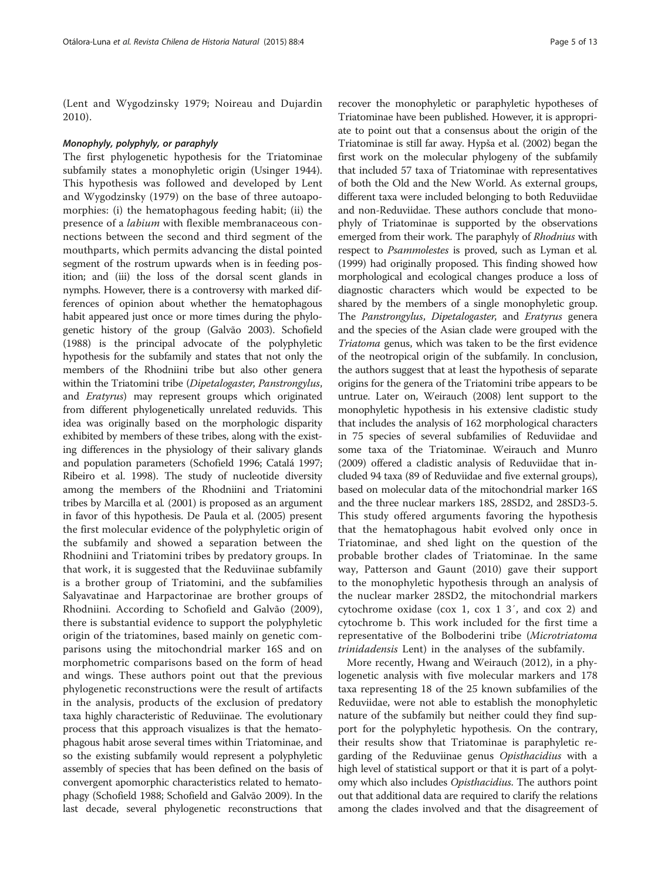(Lent and Wygodzinsky 1979; Noireau and Dujardin 2010).

#### *Monophyly, polyphyly, or paraphyly*

The first phylogenetic hypothesis for the Triatominae subfamily states a monophyletic origin (Usinger 1944). This hypothesis was followed and developed by Lent and Wygodzinsky (1979) on the base of three autoapomorphies: (i) the hematophagous feeding habit; (ii) the presence of a *labium* with flexible membranaceous connections between the second and third segment of the mouthparts, which permits advancing the distal pointed segment of the rostrum upwards when is in feeding position; and (iii) the loss of the dorsal scent glands in nymphs. However, there is a controversy with marked differences of opinion about whether the hematophagous habit appeared just once or more times during the phylogenetic history of the group (Galvão 2003). Schofield (1988) is the principal advocate of the polyphyletic hypothesis for the subfamily and states that not only the members of the Rhodniini tribe but also other genera within the Triatomini tribe (*Dipetalogaster*, *Panstrongylus*, and *Eratyrus*) may represent groups which originated from different phylogenetically unrelated reduvids. This idea was originally based on the morphologic disparity exhibited by members of these tribes, along with the existing differences in the physiology of their salivary glands and population parameters (Schofield 1996; Catalá 1997; Ribeiro et al. 1998). The study of nucleotide diversity among the members of the Rhodniini and Triatomini tribes by Marcilla et al. (2001) is proposed as an argument in favor of this hypothesis. De Paula et al. (2005) present the first molecular evidence of the polyphyletic origin of the subfamily and showed a separation between the Rhodniini and Triatomini tribes by predatory groups. In that work, it is suggested that the Reduviinae subfamily is a brother group of Triatomini, and the subfamilies Salyavatinae and Harpactorinae are brother groups of Rhodniini. According to Schofield and Galvão (2009), there is substantial evidence to support the polyphyletic origin of the triatomines, based mainly on genetic comparisons using the mitochondrial marker 16S and on morphometric comparisons based on the form of head and wings. These authors point out that the previous phylogenetic reconstructions were the result of artifacts in the analysis, products of the exclusion of predatory taxa highly characteristic of Reduviinae. The evolutionary process that this approach visualizes is that the hematophagous habit arose several times within Triatominae, and so the existing subfamily would represent a polyphyletic assembly of species that has been defined on the basis of convergent apomorphic characteristics related to hematophagy (Schofield 1988; Schofield and Galvão 2009). In the last decade, several phylogenetic reconstructions that recover the monophyletic or paraphyletic hypotheses of Triatominae have been published. However, it is appropriate to point out that a consensus about the origin of the Triatominae is still far away. Hypša et al. (2002) began the first work on the molecular phylogeny of the subfamily that included 57 taxa of Triatominae with representatives of both the Old and the New World. As external groups, different taxa were included belonging to both Reduviidae and non-Reduviidae. These authors conclude that monophyly of Triatominae is supported by the observations emerged from their work. The paraphyly of *Rhodnius* with respect to *Psammolestes* is proved, such as Lyman et al. (1999) had originally proposed. This finding showed how morphological and ecological changes produce a loss of diagnostic characters which would be expected to be shared by the members of a single monophyletic group. The *Panstrongylus*, *Dipetalogaster*, and *Eratyrus* genera and the species of the Asian clade were grouped with the *Triatoma* genus, which was taken to be the first evidence of the neotropical origin of the subfamily. In conclusion, the authors suggest that at least the hypothesis of separate origins for the genera of the Triatomini tribe appears to be untrue. Later on, Weirauch (2008) lent support to the monophyletic hypothesis in his extensive cladistic study that includes the analysis of 162 morphological characters in 75 species of several subfamilies of Reduviidae and some taxa of the Triatominae. Weirauch and Munro (2009) offered a cladistic analysis of Reduviidae that included 94 taxa (89 of Reduviidae and five external groups), based on molecular data of the mitochondrial marker 16S and the three nuclear markers 18S, 28SD2, and 28SD3-5. This study offered arguments favoring the hypothesis that the hematophagous habit evolved only once in Triatominae, and shed light on the question of the probable brother clades of Triatominae. In the same way, Patterson and Gaunt (2010) gave their support to the monophyletic hypothesis through an analysis of the nuclear marker 28SD2, the mitochondrial markers cytochrome oxidase (cox 1, cox 1 3′, and cox 2) and cytochrome b. This work included for the first time a representative of the Bolboderini tribe (*Microtriatoma trinidadensis* Lent) in the analyses of the subfamily.

More recently, Hwang and Weirauch (2012), in a phylogenetic analysis with five molecular markers and 178 taxa representing 18 of the 25 known subfamilies of the Reduviidae, were not able to establish the monophyletic nature of the subfamily but neither could they find support for the polyphyletic hypothesis. On the contrary, their results show that Triatominae is paraphyletic regarding of the Reduviinae genus *Opisthacidius* with a high level of statistical support or that it is part of a polytomy which also includes *Opisthacidius*. The authors point out that additional data are required to clarify the relations among the clades involved and that the disagreement of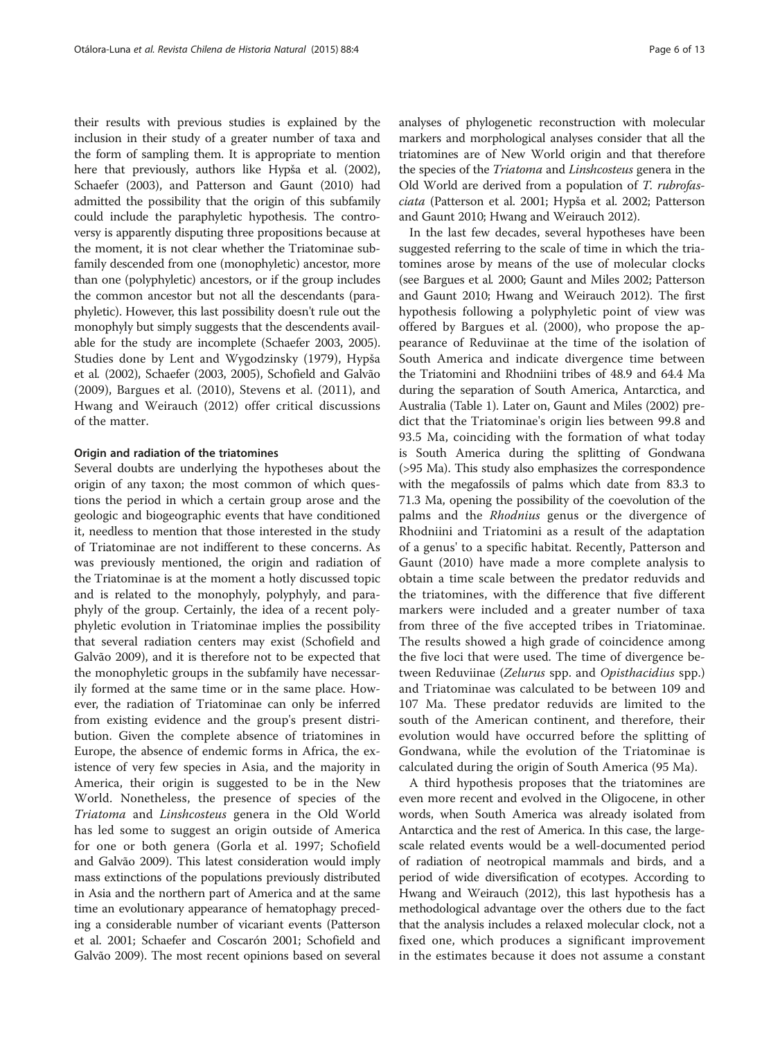their results with previous studies is explained by the inclusion in their study of a greater number of taxa and the form of sampling them. It is appropriate to mention here that previously, authors like Hypša et al. (2002), Schaefer (2003), and Patterson and Gaunt (2010) had admitted the possibility that the origin of this subfamily could include the paraphyletic hypothesis. The controversy is apparently disputing three propositions because at the moment, it is not clear whether the Triatominae subfamily descended from one (monophyletic) ancestor, more than one (polyphyletic) ancestors, or if the group includes the common ancestor but not all the descendants (paraphyletic). However, this last possibility doesn't rule out the monophyly but simply suggests that the descendents available for the study are incomplete (Schaefer 2003, 2005). Studies done by Lent and Wygodzinsky (1979), Hypša et al. (2002), Schaefer (2003, 2005), Schofield and Galvão (2009), Bargues et al. (2010), Stevens et al. (2011), and Hwang and Weirauch (2012) offer critical discussions of the matter.

#### Origin and radiation of the triatomines

Several doubts are underlying the hypotheses about the origin of any taxon; the most common of which questions the period in which a certain group arose and the geologic and biogeographic events that have conditioned it, needless to mention that those interested in the study of Triatominae are not indifferent to these concerns. As was previously mentioned, the origin and radiation of the Triatominae is at the moment a hotly discussed topic and is related to the monophyly, polyphyly, and paraphyly of the group. Certainly, the idea of a recent polyphyletic evolution in Triatominae implies the possibility that several radiation centers may exist (Schofield and Galvão 2009), and it is therefore not to be expected that the monophyletic groups in the subfamily have necessarily formed at the same time or in the same place. However, the radiation of Triatominae can only be inferred from existing evidence and the group's present distribution. Given the complete absence of triatomines in Europe, the absence of endemic forms in Africa, the existence of very few species in Asia, and the majority in America, their origin is suggested to be in the New World. Nonetheless, the presence of species of the *Triatoma* and *Linshcosteus* genera in the Old World has led some to suggest an origin outside of America for one or both genera (Gorla et al. 1997; Schofield and Galvão 2009). This latest consideration would imply mass extinctions of the populations previously distributed in Asia and the northern part of America and at the same time an evolutionary appearance of hematophagy preceding a considerable number of vicariant events (Patterson et al. 2001; Schaefer and Coscarón 2001; Schofield and Galvão 2009). The most recent opinions based on several analyses of phylogenetic reconstruction with molecular markers and morphological analyses consider that all the triatomines are of New World origin and that therefore the species of the *Triatoma* and *Linshcosteus* genera in the Old World are derived from a population of *T. rubrofasciata* (Patterson et al. 2001; Hypša et al. 2002; Patterson and Gaunt 2010; Hwang and Weirauch 2012).

In the last few decades, several hypotheses have been suggested referring to the scale of time in which the triatomines arose by means of the use of molecular clocks (see Bargues et al. 2000; Gaunt and Miles 2002; Patterson and Gaunt 2010; Hwang and Weirauch 2012). The first hypothesis following a polyphyletic point of view was offered by Bargues et al. (2000), who propose the appearance of Reduviinae at the time of the isolation of South America and indicate divergence time between the Triatomini and Rhodniini tribes of 48.9 and 64.4 Ma during the separation of South America, Antarctica, and Australia (Table 1). Later on, Gaunt and Miles (2002) predict that the Triatominae's origin lies between 99.8 and 93.5 Ma, coinciding with the formation of what today is South America during the splitting of Gondwana (>95 Ma). This study also emphasizes the correspondence with the megafossils of palms which date from 83.3 to 71.3 Ma, opening the possibility of the coevolution of the palms and the *Rhodnius* genus or the divergence of Rhodniini and Triatomini as a result of the adaptation of a genus' to a specific habitat. Recently, Patterson and Gaunt (2010) have made a more complete analysis to obtain a time scale between the predator reduvids and the triatomines, with the difference that five different markers were included and a greater number of taxa from three of the five accepted tribes in Triatominae. The results showed a high grade of coincidence among the five loci that were used. The time of divergence between Reduviinae (*Zelurus* spp. and *Opisthacidius* spp.) and Triatominae was calculated to be between 109 and 107 Ma. These predator reduvids are limited to the south of the American continent, and therefore, their evolution would have occurred before the splitting of Gondwana, while the evolution of the Triatominae is calculated during the origin of South America (95 Ma).

A third hypothesis proposes that the triatomines are even more recent and evolved in the Oligocene, in other words, when South America was already isolated from Antarctica and the rest of America. In this case, the large-scale related events would be a well-documented period of radiation of neotropical mammals and birds, and a period of wide diversification of ecotypes. According to Hwang and Weirauch (2012), this last hypothesis has a methodological advantage over the others due to the fact that the analysis includes a relaxed molecular clock, not a fixed one, which produces a significant improvement in the estimates because it does not assume a constant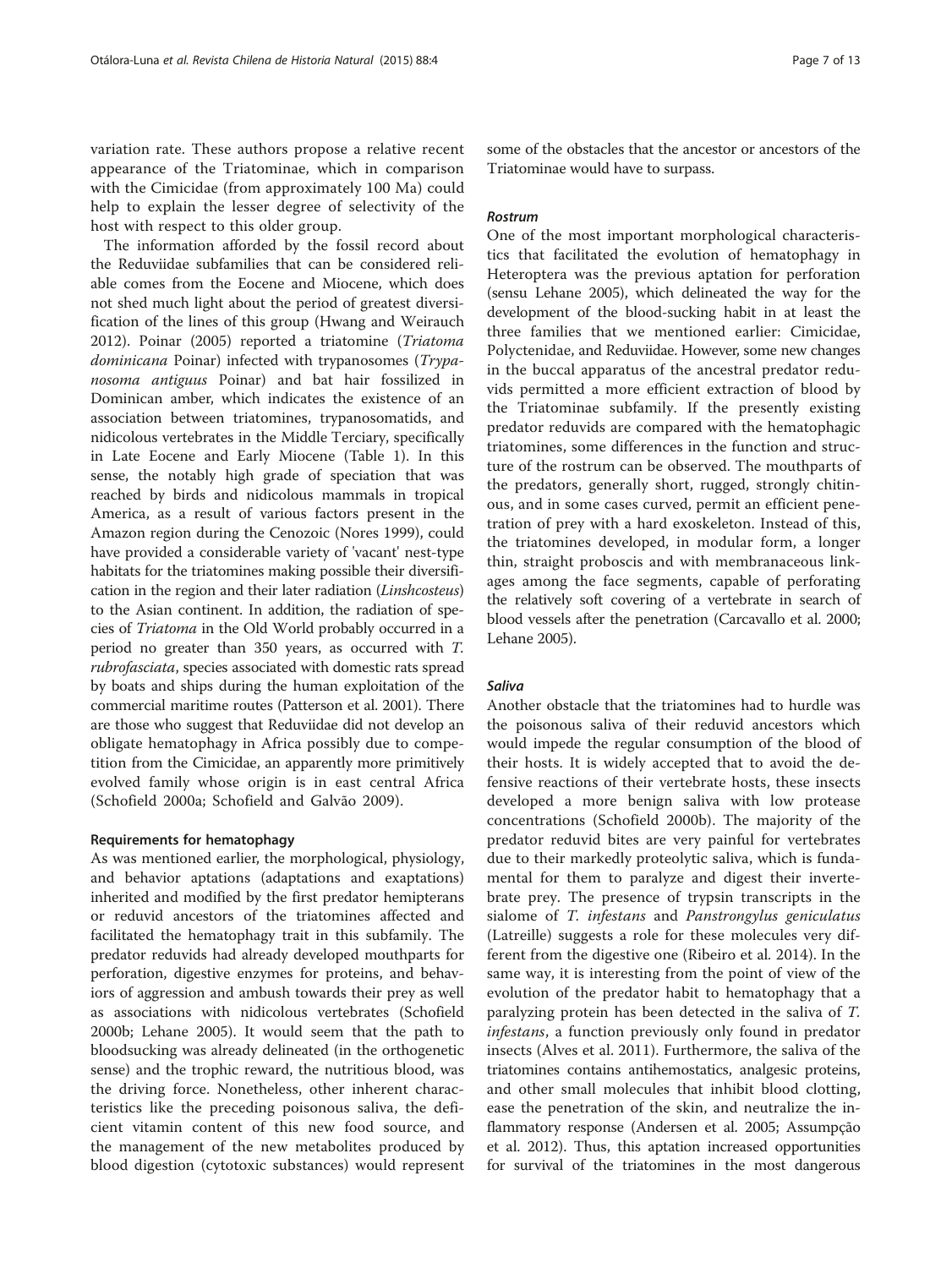variation rate. These authors propose a relative recent appearance of the Triatominae, which in comparison with the Cimicidae (from approximately 100 Ma) could help to explain the lesser degree of selectivity of the host with respect to this older group.

The information afforded by the fossil record about the Reduviidae subfamilies that can be considered reliable comes from the Eocene and Miocene, which does not shed much light about the period of greatest diversification of the lines of this group (Hwang and Weirauch 2012). Poinar (2005) reported a triatomine (*Triatoma dominicana* Poinar) infected with trypanosomes (*Trypanosoma antiguus* Poinar) and bat hair fossilized in Dominican amber, which indicates the existence of an association between triatomines, trypanosomatids, and nidicolous vertebrates in the Middle Terciary, specifically in Late Eocene and Early Miocene (Table 1). In this sense, the notably high grade of speciation that was reached by birds and nidicolous mammals in tropical America, as a result of various factors present in the Amazon region during the Cenozoic (Nores 1999), could have provided a considerable variety of 'vacant' nest-type habitats for the triatomines making possible their diversification in the region and their later radiation (*Linshcosteus*) to the Asian continent. In addition, the radiation of species of *Triatoma* in the Old World probably occurred in a period no greater than 350 years, as occurred with *T. rubrofasciata*, species associated with domestic rats spread by boats and ships during the human exploitation of the commercial maritime routes (Patterson et al. 2001). There are those who suggest that Reduviidae did not develop an obligate hematophagy in Africa possibly due to competition from the Cimicidae, an apparently more primitively evolved family whose origin is in east central Africa (Schofield 2000a; Schofield and Galvão 2009).

## Requirements for hematophagy

As was mentioned earlier, the morphological, physiology, and behavior aptations (adaptations and exaptations) inherited and modified by the first predator hemipterans or reduvid ancestors of the triatomines affected and facilitated the hematophagy trait in this subfamily. The predator reduvids had already developed mouthparts for perforation, digestive enzymes for proteins, and behaviors of aggression and ambush towards their prey as well as associations with nidicolous vertebrates (Schofield 2000b; Lehane 2005). It would seem that the path to bloodsucking was already delineated (in the orthogenetic sense) and the trophic reward, the nutritious blood, was the driving force. Nonetheless, other inherent characteristics like the preceding poisonous saliva, the deficient vitamin content of this new food source, and the management of the new metabolites produced by blood digestion (cytotoxic substances) would represent some of the obstacles that the ancestor or ancestors of the Triatominae would have to surpass.

### *Rostrum*

One of the most important morphological characteristics that facilitated the evolution of hematophagy in Heteroptera was the previous aptation for perforation (sensu Lehane 2005), which delineated the way for the development of the blood-sucking habit in at least the three families that we mentioned earlier: Cimicidae, Polyctenidae, and Reduviidae. However, some new changes in the buccal apparatus of the ancestral predator reduvids permitted a more efficient extraction of blood by the Triatominae subfamily. If the presently existing predator reduvids are compared with the hematophagic triatomines, some differences in the function and structure of the rostrum can be observed. The mouthparts of the predators, generally short, rugged, strongly chitinous, and in some cases curved, permit an efficient penetration of prey with a hard exoskeleton. Instead of this, the triatomines developed, in modular form, a longer thin, straight proboscis and with membranaceous linkages among the face segments, capable of perforating the relatively soft covering of a vertebrate in search of blood vessels after the penetration (Carcavallo et al. 2000; Lehane 2005).

### *Saliva*

Another obstacle that the triatomines had to hurdle was the poisonous saliva of their reduvid ancestors which would impede the regular consumption of the blood of their hosts. It is widely accepted that to avoid the defensive reactions of their vertebrate hosts, these insects developed a more benign saliva with low protease concentrations (Schofield 2000b). The majority of the predator reduvid bites are very painful for vertebrates due to their markedly proteolytic saliva, which is fundamental for them to paralyze and digest their invertebrate prey. The presence of trypsin transcripts in the sialome of *T. infestans* and *Panstrongylus geniculatus* (Latreille) suggests a role for these molecules very different from the digestive one (Ribeiro et al. 2014). In the same way, it is interesting from the point of view of the evolution of the predator habit to hematophagy that a paralyzing protein has been detected in the saliva of *T. infestans*, a function previously only found in predator insects (Alves et al. 2011). Furthermore, the saliva of the triatomines contains antihemostatics, analgesic proteins, and other small molecules that inhibit blood clotting, ease the penetration of the skin, and neutralize the inflammatory response (Andersen et al. 2005; Assumpção et al. 2012). Thus, this aptation increased opportunities for survival of the triatomines in the most dangerous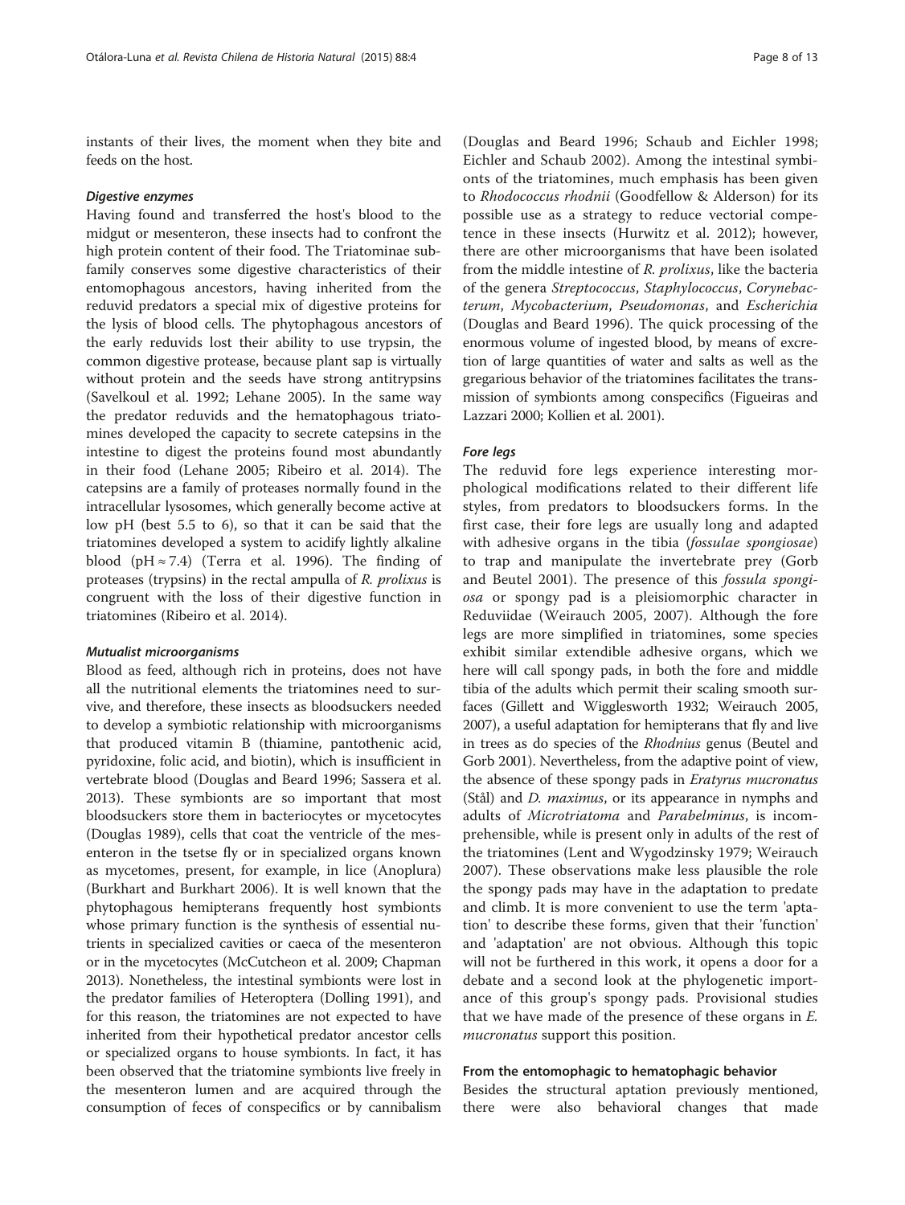instants of their lives, the moment when they bite and feeds on the host.

#### *Digestive enzymes*

Having found and transferred the host's blood to the midgut or mesenteron, these insects had to confront the high protein content of their food. The Triatominae subfamily conserves some digestive characteristics of their entomophagous ancestors, having inherited from the reduvid predators a special mix of digestive proteins for the lysis of blood cells. The phytophagous ancestors of the early reduvids lost their ability to use trypsin, the common digestive protease, because plant sap is virtually without protein and the seeds have strong antitrypsins (Savelkoul et al. 1992; Lehane 2005). In the same way the predator reduvids and the hematophagous triatomines developed the capacity to secrete catepsins in the intestine to digest the proteins found most abundantly in their food (Lehane 2005; Ribeiro et al. 2014). The catepsins are a family of proteases normally found in the intracellular lysosomes, which generally become active at low pH (best 5.5 to 6), so that it can be said that the triatomines developed a system to acidify lightly alkaline blood (pH ≈ 7.4) (Terra et al. 1996). The finding of proteases (trypsins) in the rectal ampulla of *R. prolixus* is congruent with the loss of their digestive function in triatomines (Ribeiro et al. 2014).

#### *Mutualist microorganisms*

Blood as feed, although rich in proteins, does not have all the nutritional elements the triatomines need to survive, and therefore, these insects as bloodsuckers needed to develop a symbiotic relationship with microorganisms that produced vitamin B (thiamine, pantothenic acid, pyridoxine, folic acid, and biotin), which is insufficient in vertebrate blood (Douglas and Beard 1996; Sassera et al. 2013). These symbionts are so important that most bloodsuckers store them in bacteriocytes or mycetocytes (Douglas 1989), cells that coat the ventricle of the mesenteron in the tsetse fly or in specialized organs known as mycetomes, present, for example, in lice (Anoplura) (Burkhart and Burkhart 2006). It is well known that the phytophagous hemipterans frequently host symbionts whose primary function is the synthesis of essential nutrients in specialized cavities or caeca of the mesenteron or in the mycetocytes (McCutcheon et al. 2009; Chapman 2013). Nonetheless, the intestinal symbionts were lost in the predator families of Heteroptera (Dolling 1991), and for this reason, the triatomines are not expected to have inherited from their hypothetical predator ancestor cells or specialized organs to house symbionts. In fact, it has been observed that the triatomine symbionts live freely in the mesenteron lumen and are acquired through the consumption of feces of conspecifics or by cannibalism (Douglas and Beard 1996; Schaub and Eichler 1998; Eichler and Schaub 2002). Among the intestinal symbionts of the triatomines, much emphasis has been given to *Rhodococcus rhodnii* (Goodfellow & Alderson) for its possible use as a strategy to reduce vectorial competence in these insects (Hurwitz et al. 2012); however, there are other microorganisms that have been isolated from the middle intestine of *R. prolixus*, like the bacteria of the genera *Streptococcus*, *Staphylococcus*, *Corynebacterum*, *Mycobacterium*, *Pseudomonas*, and *Escherichia* (Douglas and Beard 1996). The quick processing of the enormous volume of ingested blood, by means of excretion of large quantities of water and salts as well as the gregarious behavior of the triatomines facilitates the transmission of symbionts among conspecifics (Figueiras and Lazzari 2000; Kollien et al. 2001).

#### *Fore legs*

The reduvid fore legs experience interesting morphological modifications related to their different life styles, from predators to bloodsuckers forms. In the first case, their fore legs are usually long and adapted with adhesive organs in the tibia (*fossulae spongiosae*) to trap and manipulate the invertebrate prey (Gorb and Beutel 2001). The presence of this *fossula spongiosa* or spongy pad is a pleisiomorphic character in Reduviidae (Weirauch 2005, 2007). Although the fore legs are more simplified in triatomines, some species exhibit similar extendible adhesive organs, which we here will call spongy pads, in both the fore and middle tibia of the adults which permit their scaling smooth surfaces (Gillett and Wigglesworth 1932; Weirauch 2005, 2007), a useful adaptation for hemipterans that fly and live in trees as do species of the *Rhodnius* genus (Beutel and Gorb 2001). Nevertheless, from the adaptive point of view, the absence of these spongy pads in *Eratyrus mucronatus* (Stål) and *D. maximus*, or its appearance in nymphs and adults of *Microtriatoma* and *Parabelminus*, is incomprehensible, while is present only in adults of the rest of the triatomines (Lent and Wygodzinsky 1979; Weirauch 2007). These observations make less plausible the role the spongy pads may have in the adaptation to predate and climb. It is more convenient to use the term 'aptation' to describe these forms, given that their 'function' and 'adaptation' are not obvious. Although this topic will not be furthered in this work, it opens a door for a debate and a second look at the phylogenetic importance of this group's spongy pads. Provisional studies that we have made of the presence of these organs in *E. mucronatus* support this position.

### From the entomophagic to hematophagic behavior

Besides the structural aptation previously mentioned, there were also behavioral changes that made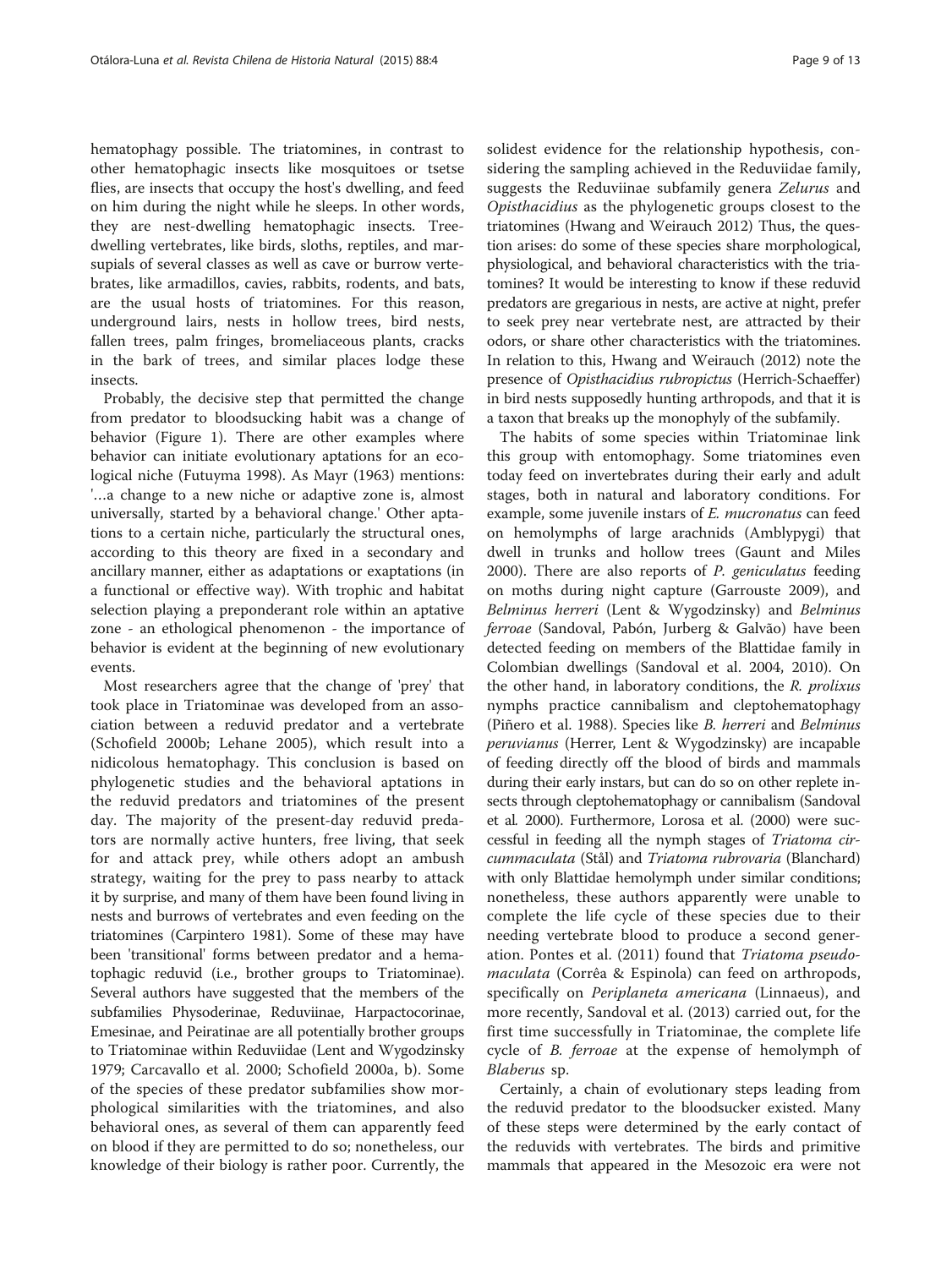hematophagy possible. The triatomines, in contrast to other hematophagic insects like mosquitoes or tsetse flies, are insects that occupy the host's dwelling, and feed on him during the night while he sleeps. In other words, they are nest-dwelling hematophagic insects. Tree-dwelling vertebrates, like birds, sloths, reptiles, and marsupials of several classes as well as cave or burrow vertebrates, like armadillos, cavies, rabbits, rodents, and bats, are the usual hosts of triatomines. For this reason, underground lairs, nests in hollow trees, bird nests, fallen trees, palm fringes, bromeliaceous plants, cracks in the bark of trees, and similar places lodge these insects.

Probably, the decisive step that permitted the change from predator to bloodsucking habit was a change of behavior (Figure 1). There are other examples where behavior can initiate evolutionary aptations for an ecological niche (Futuyma 1998). As Mayr (1963) mentions: '…a change to a new niche or adaptive zone is, almost universally, started by a behavioral change.' Other aptations to a certain niche, particularly the structural ones, according to this theory are fixed in a secondary and ancillary manner, either as adaptations or exaptations (in a functional or effective way). With trophic and habitat selection playing a preponderant role within an aptative zone - an ethological phenomenon - the importance of behavior is evident at the beginning of new evolutionary events.

Most researchers agree that the change of 'prey' that took place in Triatominae was developed from an association between a reduvid predator and a vertebrate (Schofield 2000b; Lehane 2005), which result into a nidicolous hematophagy. This conclusion is based on phylogenetic studies and the behavioral aptations in the reduvid predators and triatomines of the present day. The majority of the present-day reduvid predators are normally active hunters, free living, that seek for and attack prey, while others adopt an ambush strategy, waiting for the prey to pass nearby to attack it by surprise, and many of them have been found living in nests and burrows of vertebrates and even feeding on the triatomines (Carpintero 1981). Some of these may have been 'transitional' forms between predator and a hematophagic reduvid (i.e., brother groups to Triatominae). Several authors have suggested that the members of the subfamilies Physoderinae, Reduviinae, Harpactocorinae, Emesinae, and Peiratinae are all potentially brother groups to Triatominae within Reduviidae (Lent and Wygodzinsky 1979; Carcavallo et al. 2000; Schofield 2000a, b). Some of the species of these predator subfamilies show morphological similarities with the triatomines, and also behavioral ones, as several of them can apparently feed on blood if they are permitted to do so; nonetheless, our knowledge of their biology is rather poor. Currently, the solidest evidence for the relationship hypothesis, considering the sampling achieved in the Reduviidae family, suggests the Reduviinae subfamily genera *Zelurus* and *Opisthacidius* as the phylogenetic groups closest to the triatomines (Hwang and Weirauch 2012) Thus, the question arises: do some of these species share morphological, physiological, and behavioral characteristics with the triatomines? It would be interesting to know if these reduvid predators are gregarious in nests, are active at night, prefer to seek prey near vertebrate nest, are attracted by their odors, or share other characteristics with the triatomines. In relation to this, Hwang and Weirauch (2012) note the presence of *Opisthacidius rubropictus* (Herrich-Schaeffer) in bird nests supposedly hunting arthropods, and that it is a taxon that breaks up the monophyly of the subfamily.

The habits of some species within Triatominae link this group with entomophagy. Some triatomines even today feed on invertebrates during their early and adult stages, both in natural and laboratory conditions. For example, some juvenile instars of *E. mucronatus* can feed on hemolymphs of large arachnids (Amblypygi) that dwell in trunks and hollow trees (Gaunt and Miles 2000). There are also reports of *P. geniculatus* feeding on moths during night capture (Garrouste 2009), and *Belminus herreri* (Lent & Wygodzinsky) and *Belminus ferroae* (Sandoval, Pabón, Jurberg & Galvão) have been detected feeding on members of the Blattidae family in Colombian dwellings (Sandoval et al. 2004, 2010). On the other hand, in laboratory conditions, the *R. prolixus* nymphs practice cannibalism and cleptohematophagy (Piñero et al. 1988). Species like *B. herreri* and *Belminus peruvianus* (Herrer, Lent & Wygodzinsky) are incapable of feeding directly off the blood of birds and mammals during their early instars, but can do so on other replete insects through cleptohematophagy or cannibalism (Sandoval et al. 2000). Furthermore, Lorosa et al. (2000) were successful in feeding all the nymph stages of *Triatoma circummaculata* (Stål) and *Triatoma rubrovaria* (Blanchard) with only Blattidae hemolymph under similar conditions; nonetheless, these authors apparently were unable to complete the life cycle of these species due to their needing vertebrate blood to produce a second generation. Pontes et al. (2011) found that *Triatoma pseudomaculata* (Corrêa & Espinola) can feed on arthropods, specifically on *Periplaneta americana* (Linnaeus), and more recently, Sandoval et al. (2013) carried out, for the first time successfully in Triatominae, the complete life cycle of *B. ferroae* at the expense of hemolymph of *Blaberus* sp.

Certainly, a chain of evolutionary steps leading from the reduvid predator to the bloodsucker existed. Many of these steps were determined by the early contact of the reduvids with vertebrates. The birds and primitive mammals that appeared in the Mesozoic era were not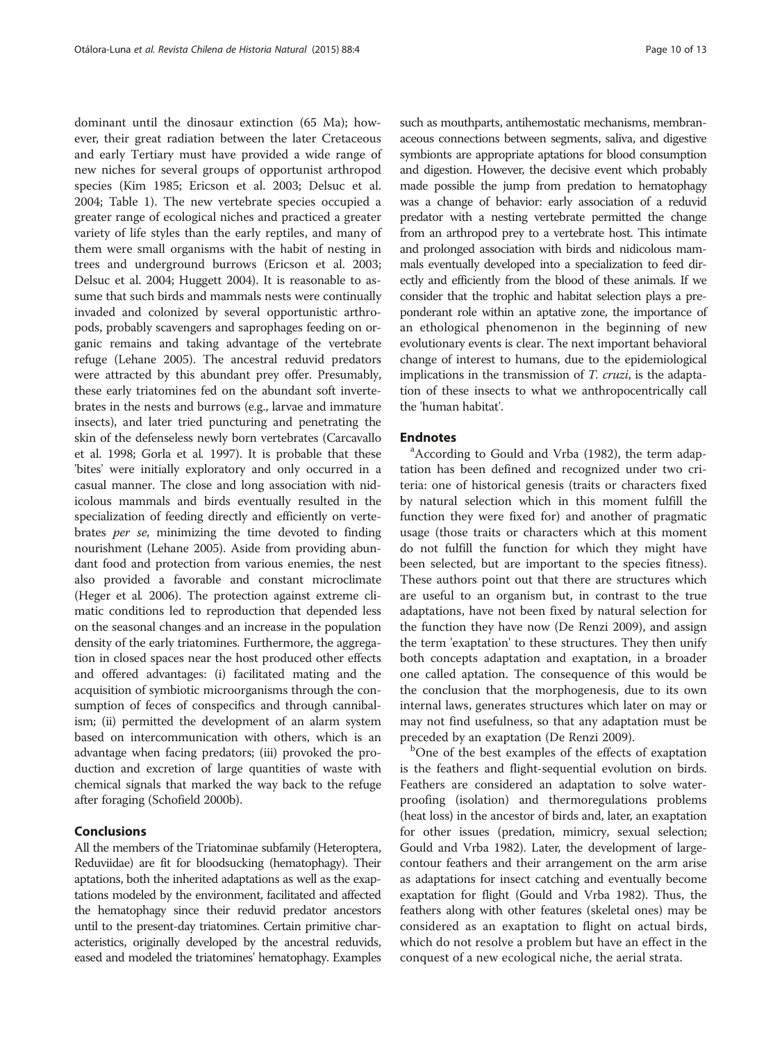dominant until the dinosaur extinction (65 Ma); however, their great radiation between the later Cretaceous and early Tertiary must have provided a wide range of new niches for several groups of opportunist arthropod species (Kim 1985; Ericson et al. 2003; Delsuc et al. 2004; Table 1). The new vertebrate species occupied a greater range of ecological niches and practiced a greater variety of life styles than the early reptiles, and many of them were small organisms with the habit of nesting in trees and underground burrows (Ericson et al. 2003; Delsuc et al. 2004; Huggett 2004). It is reasonable to assume that such birds and mammals nests were continually invaded and colonized by several opportunistic arthropods, probably scavengers and saprophages feeding on organic remains and taking advantage of the vertebrate refuge (Lehane 2005). The ancestral reduvid predators were attracted by this abundant prey offer. Presumably, these early triatomines fed on the abundant soft invertebrates in the nests and burrows (e.g., larvae and immature insects), and later tried puncturing and penetrating the skin of the defenseless newly born vertebrates (Carcavallo et al. 1998; Gorla et al. 1997). It is probable that these 'bites' were initially exploratory and only occurred in a casual manner. The close and long association with nidicolous mammals and birds eventually resulted in the specialization of feeding directly and efficiently on vertebrates *per se*, minimizing the time devoted to finding nourishment (Lehane 2005). Aside from providing abundant food and protection from various enemies, the nest also provided a favorable and constant microclimate (Heger et al. 2006). The protection against extreme climatic conditions led to reproduction that depended less on the seasonal changes and an increase in the population density of the early triatomines. Furthermore, the aggregation in closed spaces near the host produced other effects and offered advantages: (i) facilitated mating and the acquisition of symbiotic microorganisms through the consumption of feces of conspecifics and through cannibalism; (ii) permitted the development of an alarm system based on intercommunication with others, which is an advantage when facing predators; (iii) provoked the production and excretion of large quantities of waste with chemical signals that marked the way back to the refuge after foraging (Schofield 2000b).

## Conclusions

All the members of the Triatominae subfamily (Heteroptera, Reduviidae) are fit for bloodsucking (hematophagy). Their aptations, both the inherited adaptations as well as the exaptations modeled by the environment, facilitated and affected the hematophagy since their reduvid predator ancestors until to the present-day triatomines. Certain primitive characteristics, originally developed by the ancestral reduvids, eased and modeled the triatomines' hematophagy. Examples such as mouthparts, antihemostatic mechanisms, membranaceous connections between segments, saliva, and digestive symbionts are appropriate aptations for blood consumption and digestion. However, the decisive event which probably made possible the jump from predation to hematophagy was a change of behavior: early association of a reduvid predator with a nesting vertebrate permitted the change from an arthropod prey to a vertebrate host. This intimate and prolonged association with birds and nidicolous mammals eventually developed into a specialization to feed directly and efficiently from the blood of these animals. If we consider that the trophic and habitat selection plays a preponderant role within an aptative zone, the importance of an ethological phenomenon in the beginning of new evolutionary events is clear. The next important behavioral change of interest to humans, due to the epidemiological implications in the transmission of *T. cruzi*, is the adaptation of these insects to what we anthropocentrically call the 'human habitat'.

## Endnotes

[a]According to Gould and Vrba (1982), the term adaptation has been defined and recognized under two criteria: one of historical genesis (traits or characters fixed by natural selection which in this moment fulfill the function they were fixed for) and another of pragmatic usage (those traits or characters which at this moment do not fulfill the function for which they might have been selected, but are important to the species fitness). These authors point out that there are structures which are useful to an organism but, in contrast to the true adaptations, have not been fixed by natural selection for the function they have now (De Renzi 2009), and assign the term 'exaptation' to these structures. They then unify both concepts adaptation and exaptation, in a broader one called aptation. The consequence of this would be the conclusion that the morphogenesis, due to its own internal laws, generates structures which later on may or may not find usefulness, so that any adaptation must be preceded by an exaptation (De Renzi 2009).

[b]One of the best examples of the effects of exaptation is the feathers and flight-sequential evolution on birds. Feathers are considered an adaptation to solve waterproofing (isolation) and thermoregulations problems (heat loss) in the ancestor of birds and, later, an exaptation for other issues (predation, mimicry, sexual selection; Gould and Vrba 1982). Later, the development of large-contour feathers and their arrangement on the arm arise as adaptations for insect catching and eventually become exaptation for flight (Gould and Vrba 1982). Thus, the feathers along with other features (skeletal ones) may be considered as an exaptation to flight on actual birds, which do not resolve a problem but have an effect in the conquest of a new ecological niche, the aerial strata.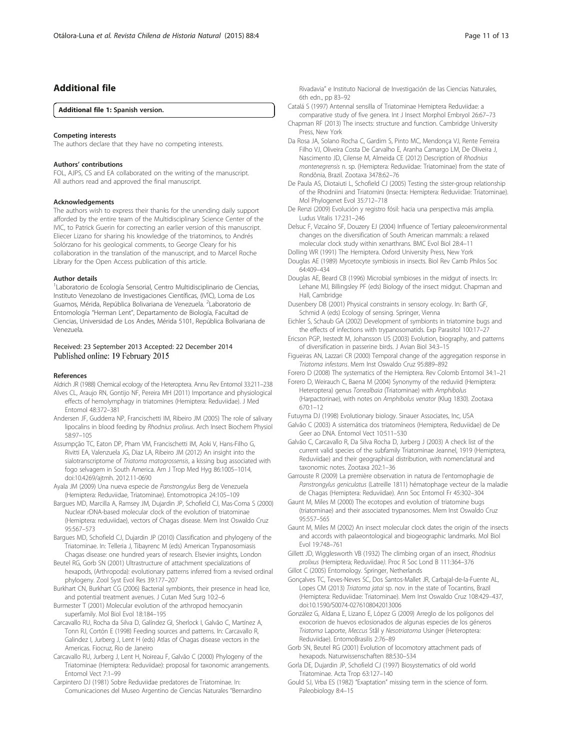## Additional file

**Additional file 1: Spanish version.**

#### Competing interests

The authors declare that they have no competing interests.

#### Authors' contributions

FOL, AJPS, CS and EA collaborated on the writing of the manuscript. All authors read and approved the final manuscript.

#### Acknowledgements

The authors wish to express their thanks for the unending daily support afforded by the entire team of the Multidisciplinary Science Center of the IVIC, to Patrick Guerin for correcting an earlier version of this manuscript. Eliecer Lizano for sharing his knowledge of the triatominos, to Andrés Solórzano for his geological comments, to George Cleary for his collaboration in the translation of the manuscript, and to Marcel Roche Library for the Open Access publication of this article.

#### Author details

[1]Laboratorio de Ecología Sensorial, Centro Multidisciplinario de Ciencias, Instituto Venezolano de Investigaciones Científicas, (IVIC), Loma de Los Guamos, Mérida, República Bolivariana de Venezuela. [2]Laboratorio de Entomología "Herman Lent", Departamento de Biología, Facultad de Ciencias, Universidad de Los Andes, Mérida 5101, República Bolivariana de Venezuela.

Received: 23 September 2013 Accepted: 22 December 2014
Published online: 19 February 2015

#### References

Aldrich JR (1988) Chemical ecology of the Heteroptera. Annu Rev Entomol 33:211–238

Alves CL, Araujo RN, Gontijo NF, Pereira MH (2011) Importance and physiological effects of hemolymphagy in triatomines (Hemiptera: Reduviidae). J Med Entomol 48:372–381

Andersen JF, Gudderra NP, Francischetti IM, Ribeiro JM (2005) The role of salivary lipocalins in blood feeding by *Rhodnius prolixus*. Arch Insect Biochem Physiol 58:97–105

Assumpção TC, Eaton DP, Pham VM, Francischetti IM, Aoki V, Hans-Filho G, Rivitti EA, Valenzuela JG, Diaz LA, Ribeiro JM (2012) An insight into the sialotranscriptome of *Triatoma matogrossensis*, a kissing bug associated with fogo selvagem in South America. Am J Trop Med Hyg 86:1005–1014, doi:10.4269/ajtmh. 2012.11-0690

Ayala JM (2009) Una nueva especie de *Panstrongylus* Berg de Venezuela (Hemiptera: Reduviidae, Triatominae). Entomotropica 24:105–109

Bargues MD, Marcilla A, Ramsey JM, Dujardin JP, Schofield CJ, Mas-Coma S (2000) Nuclear rDNA-based molecular clock of the evolution of triatominae (Hemiptera: reduviidae), vectors of Chagas disease. Mem Inst Oswaldo Cruz 95:567–573

Bargues MD, Schofield CJ, Dujardin JP (2010) Classification and phylogeny of the Triatominae. In: Telleria J, Tibayrenc M (eds) American Trypanosomiasis Chagas disease: one hundred years of research. Elsevier insights, London

Beutel RG, Gorb SN (2001) Ultrastructure of attachment specializations of hexapods, (Arthropoda): evolutionary patterns inferred from a revised ordinal phylogeny. Zool Syst Evol Res 39:177–207

Burkhart CN, Burkhart CG (2006) Bacterial symbionts, their presence in head lice, and potential treatment avenues. J Cutan Med Surg 10:2–6

Burmester T (2001) Molecular evolution of the arthropod hemocyanin superfamily. Mol Biol Evol 18:184–195

Carcavallo RU, Rocha da Silva D, Galíndez GI, Sherlock I, Galvão C, Martínez A, Tonn RJ, Cortón E (1998) Feeding sources and patterns. In: Carcavallo R, Galindez I, Jurberg J, Lent H (eds) Atlas of Chagas disease vectors in the Americas. Fiocruz, Rio de Janeiro

Carcavallo RU, Jurberg J, Lent H, Noireau F, Galvão C (2000) Phylogeny of the Triatominae (Hemiptera: Reduviidae): proposal for taxonomic arrangements. Entomol Vect 7:1–99

Carpintero DJ (1981) Sobre Reduviidae predatores de Triatominae. In: Comunicaciones del Museo Argentino de Ciencias Naturales "Bernardino Rivadavia" e Instituto Nacional de Investigación de las Ciencias Naturales, 6th edn., pp 83–92

Catalá S (1997) Antennal sensilla of Triatominae Hemiptera Reduviidae: a comparative study of five genera. Int J Insect Morphol Embryol 26:67–73

Chapman RF (2013) The insects: structure and function. Cambridge University Press, New York

Da Rosa JA, Solano Rocha C, Gardim S, Pinto MC, Mendonça VJ, Rente Ferreira Filho VJ, Oliveira Costa De Carvalho E, Aranha Camargo LM, De Oliveira J, Nascimento JD, Cilense M, Almeida CE (2012) Description of *Rhodnius montenegrensis* n. sp. (Hemiptera: Reduviidae: Triatominae) from the state of Rondônia, Brazil. Zootaxa 3478:62–76

De Paula AS, Diotaiuti L, Schofield CJ (2005) Testing the sister-group relationship of the Rhodniini and Triatomini (Insecta: Hemiptera: Reduviidae: Triatominae). Mol Phylogenet Evol 35:712–718

De Renzi (2009) Evolución y registro fósil: hacia una perspectiva más amplia. Ludus Vitalis 17:231–246

Delsuc F, Vizcaíno SF, Douzery EJ (2004) Influence of Tertiary paleoenvironmental changes on the diversification of South American mammals: a relaxed molecular clock study within xenarthrans. BMC Evol Biol 28:4–11

Dolling WR (1991) The Hemiptera. Oxford University Press, New York

Douglas AE (1989) Mycetocyte symbiosis in insects. Biol Rev Camb Philos Soc 64:409–434

Douglas AE, Beard CB (1996) Microbial symbioses in the midgut of insects. In: Lehane MJ, Billingsley PF (eds) Biology of the insect midgut. Chapman and Hall, Cambridge

Dusenbery DB (2001) Physical constraints in sensory ecology. In: Barth GF, Schmid A (eds) Ecology of sensing. Springer, Vienna

Eichler S, Schaub GA (2002) Development of symbionts in triatomine bugs and the effects of infections with trypanosomatids. Exp Parasitol 100:17–27

Ericson PGP, Irestedt M, Johansson US (2003) Evolution, biography, and patterns of diversification in passerine birds. J Avian Biol 34:3–15

Figueiras AN, Lazzari CR (2000) Temporal change of the aggregation response in *Triatoma infestans*. Mem Inst Oswaldo Cruz 95:889–892

Forero D (2008) The systematics of the Hemiptera. Rev Colomb Entomol 34:1–21

Forero D, Weirauch C, Baena M (2004) Synonymy of the reduviid (Hemiptera: Heteroptera) genus *Torrealbaia* (Triatominae) with *Amphibolus* (Harpactorinae), with notes on *Amphibolus venator* (Klug 1830). Zootaxa 670:1–12

Futuyma DJ (1998) Evolutionary biology. Sinauer Associates, Inc, USA

Galvão C (2003) A sistemática dos triatomíneos (Hemiptera, Reduviidae) de De Geer ao DNA. Entomol Vect 10:511–530

Galvão C, Carcavallo R, Da Silva Rocha D, Jurberg J (2003) A check list of the current valid species of the subfamily Triatominae Jeannel, 1919 (Hemiptera, Reduviidae) and their geographical distribution, with nomenclatural and taxonomic notes. Zootaxa 202:1–36

Garrouste R (2009) La première observation in natura de l'entomophagie de *Panstrongylus geniculatus* (Latreille 1811) hématophage vecteur de la maladie de Chagas (Hemiptera: Reduviidae). Ann Soc Entomol Fr 45:302–304

Gaunt M, Miles M (2000) The ecotopes and evolution of triatomine bugs (triatominae) and their associated trypanosomes. Mem Inst Oswaldo Cruz 95:557–565

Gaunt M, Miles M (2002) An insect molecular clock dates the origin of the insects and accords with palaeontological and biogeographic landmarks. Mol Biol Evol 19:748–761

Gillett JD, Wigglesworth VB (1932) The climbing organ of an insect, *Rhodnius prolixus* (Hemiptera; Reduviidae). Proc R Soc Lond B 111:364–376

Gillot C (2005) Entomology. Springer, Netherlands

Gonçalves TC, Teves-Neves SC, Dos Santos-Mallet JR, Carbajal-de-la-Fuente AL, Lopes CM (2013) *Triatoma jatai* sp. nov. in the state of Tocantins, Brazil (Hemiptera: Reduviidae: Triatominae). Mem Inst Oswaldo Cruz 108:429–437, doi:10.1590/S0074-0276108042013006

González G, Aldana E, Lizano E, López G (2009) Arreglo de los polígonos del exocorion de huevos eclosionados de algunas especies de los géneros *Triatoma* Laporte, *Meccus* Stål y *Nesotriatoma* Usinger (Heteroptera: Reduviidae). EntomoBrasilis 2:76–89

Gorb SN, Beutel RG (2001) Evolution of locomotory attachment pads of hexapods. Naturwissenschaften 88:530–534

Gorla DE, Dujardin JP, Schofield CJ (1997) Biosystematics of old world Triatominae. Acta Trop 63:127–140

Gould SJ, Vrba ES (1982) "Exaptation" missing term in the science of form. Paleobiology 8:4–15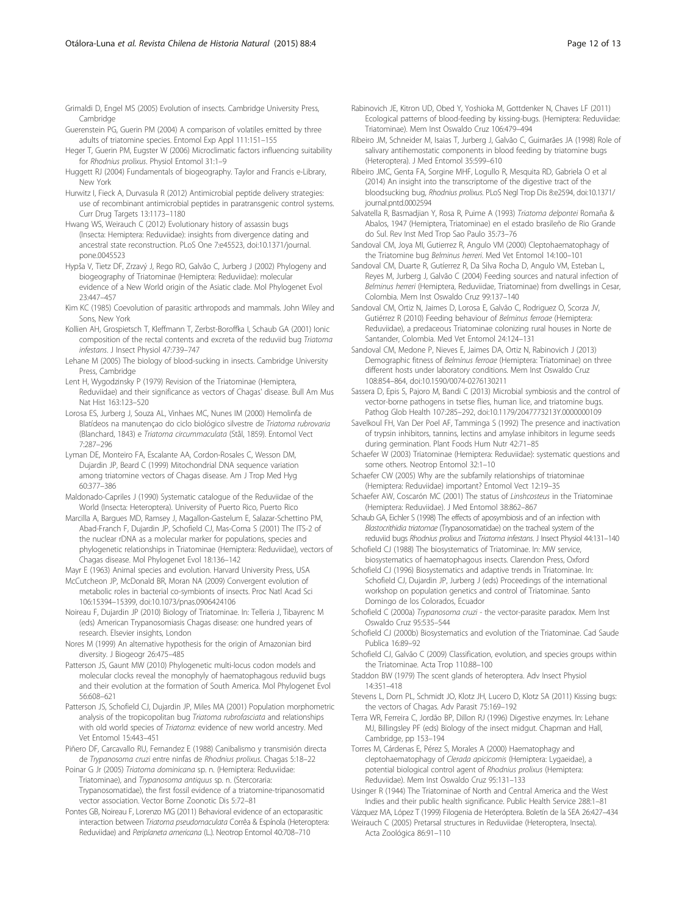Grimaldi D, Engel MS (2005) Evolution of insects. Cambridge University Press, Cambridge

Guerenstein PG, Guerin PM (2004) A comparison of volatiles emitted by three adults of triatomine species. Entomol Exp Appl 111:151–155

Heger T, Guerin PM, Eugster W (2006) Microclimatic factors influencing suitability for *Rhodnius prolixus*. Physiol Entomol 31:1–9

Huggett RJ (2004) Fundamentals of biogeography. Taylor and Francis e-Library, New York

Hurwitz I, Fieck A, Durvasula R (2012) Antimicrobial peptide delivery strategies: use of recombinant antimicrobial peptides in paratransgenic control systems. Curr Drug Targets 13:1173–1180

Hwang WS, Weirauch C (2012) Evolutionary history of assassin bugs (Insecta: Hemiptera: Reduviidae): insights from divergence dating and ancestral state reconstruction. PLoS One 7:e45523, doi:10.1371/journal.pone.0045523

Hypša V, Tietz DF, Zrzavý J, Rego RO, Galvão C, Jurberg J (2002) Phylogeny and biogeography of Triatominae (Hemiptera: Reduviidae): molecular evidence of a New World origin of the Asiatic clade. Mol Phylogenet Evol 23:447–457

Kim KC (1985) Coevolution of parasitic arthropods and mammals. John Wiley and Sons, New York

Kollien AH, Grospietsch T, Kleffmann T, Zerbst-Boroffka I, Schaub GA (2001) Ionic composition of the rectal contents and excreta of the reduviid bug *Triatoma infestans*. J Insect Physiol 47:739–747

Lehane M (2005) The biology of blood-sucking in insects. Cambridge University Press, Cambridge

Lent H, Wygodzinsky P (1979) Revision of the Triatominae (Hemiptera, Reduviidae) and their significance as vectors of Chagas' disease. Bull Am Mus Nat Hist 163:123–520

Lorosa ES, Jurberg J, Souza AL, Vinhaes MC, Nunes IM (2000) Hemolinfa de Blatídeos na manutençao do ciclo biológico silvestre de *Triatoma rubrovaria* (Blanchard, 1843) e *Triatoma circummaculata* (Stål, 1859). Entomol Vect 7:287–296

Lyman DE, Monteiro FA, Escalante AA, Cordon-Rosales C, Wesson DM, Dujardin JP, Beard C (1999) Mitochondrial DNA sequence variation among triatomine vectors of Chagas disease. Am J Trop Med Hyg 60:377–386

Maldonado-Capriles J (1990) Systematic catalogue of the Reduviidae of the World (Insecta: Heteroptera). University of Puerto Rico, Puerto Rico

Marcilla A, Bargues MD, Ramsey J, Magallon-Gastelum E, Salazar-Schettino PM, Abad-Franch F, Dujardin JP, Schofield CJ, Mas-Coma S (2001) The ITS-2 of the nuclear rDNA as a molecular marker for populations, species and phylogenetic relationships in Triatominae (Hemiptera: Reduviidae), vectors of Chagas disease. Mol Phylogenet Evol 18:136–142

Mayr E (1963) Animal species and evolution. Harvard University Press, USA

McCutcheon JP, McDonald BR, Moran NA (2009) Convergent evolution of metabolic roles in bacterial co-symbionts of insects. Proc Natl Acad Sci 106:15394–15399, doi:10.1073/pnas.0906424106

Noireau F, Dujardin JP (2010) Biology of Triatominae. In: Telleria J, Tibayrenc M (eds) American Trypanosomiasis Chagas disease: one hundred years of research. Elsevier insights, London

Nores M (1999) An alternative hypothesis for the origin of Amazonian bird diversity. J Biogeogr 26:475–485

Patterson JS, Gaunt MW (2010) Phylogenetic multi-locus codon models and molecular clocks reveal the monophyly of haematophagous reduviid bugs and their evolution at the formation of South America. Mol Phylogenet Evol 56:608–621

Patterson JS, Schofield CJ, Dujardin JP, Miles MA (2001) Population morphometric analysis of the tropicopolitan bug *Triatoma rubrofasciata* and relationships with old world species of *Triatoma*: evidence of new world ancestry. Med Vet Entomol 15:443–451

Piñero DF, Carcavallo RU, Fernandez E (1988) Canibalismo y transmisión directa de *Trypanosoma cruzi* entre ninfas de *Rhodnius prolixus*. Chagas 5:18–22

Poinar G Jr (2005) *Triatoma dominicana* sp. n. (Hemiptera: Reduviidae: Triatominae), and *Trypanosoma antiquus* sp. n. (Stercoraria: Trypanosomatidae), the first fossil evidence of a triatomine-tripanosomatid vector association. Vector Borne Zoonotic Dis 5:72–81

Pontes GB, Noireau F, Lorenzo MG (2011) Behavioral evidence of an ectoparasitic interaction between *Triatoma pseudomaculata* Corrêa & Espínola (Heteroptera: Reduviidae) and *Periplaneta americana* (L.). Neotrop Entomol 40:708–710

Rabinovich JE, Kitron UD, Obed Y, Yoshioka M, Gottdenker N, Chaves LF (2011) Ecological patterns of blood-feeding by kissing-bugs. (Hemiptera: Reduviidae: Triatominae). Mem Inst Oswaldo Cruz 106:479–494

Ribeiro JM, Schneider M, Isaias T, Jurberg J, Galvão C, Guimarães JA (1998) Role of salivary antihemostatic components in blood feeding by triatomine bugs (Heteroptera). J Med Entomol 35:599–610

Ribeiro JMC, Genta FA, Sorgine MHF, Logullo R, Mesquita RD, Gabriela O et al (2014) An insight into the transcriptome of the digestive tract of the bloodsucking bug, *Rhodnius prolixus*. PLoS Negl Trop Dis 8:e2594, doi:10.1371/journal.pntd.0002594

Salvatella R, Basmadjian Y, Rosa R, Puime A (1993) *Triatoma delpontei* Romaña & Abalos, 1947 (Hemiptera, Triatominae) en el estado brasileño de Rio Grande do Sul. Rev Inst Med Trop Sao Paulo 35:73–76

Sandoval CM, Joya MI, Gutierrez R, Angulo VM (2000) Cleptohaematophagy of the Triatomine bug *Belminus herreri*. Med Vet Entomol 14:100–101

Sandoval CM, Duarte R, Gutíerrez R, Da Silva Rocha D, Angulo VM, Esteban L, Reyes M, Jurberg J, Galvão C (2004) Feeding sources and natural infection of *Belminus herreri* (Hemiptera, Reduviidae, Triatominae) from dwellings in Cesar, Colombia. Mem Inst Oswaldo Cruz 99:137–140

Sandoval CM, Ortiz N, Jaimes D, Lorosa E, Galvão C, Rodriguez O, Scorza JV, Gutiérrez R (2010) Feeding behaviour of *Belminus ferroae* (Hemiptera: Reduviidae), a predaceous Triatominae colonizing rural houses in Norte de Santander, Colombia. Med Vet Entomol 24:124–131

Sandoval CM, Medone P, Nieves E, Jaimes DA, Ortiz N, Rabinovich J (2013) Demographic fitness of *Belminus ferroae* (Hemiptera: Triatominae) on three different hosts under laboratory conditions. Mem Inst Oswaldo Cruz 108:854–864, doi:10.1590/0074-0276130211

Sassera D, Epis S, Pajoro M, Bandi C (2013) Microbial symbiosis and the control of vector-borne pathogens in tsetse flies, human lice, and triatomine bugs. Pathog Glob Health 107:285–292, doi:10.1179/2047773213Y.0000000109

Savelkoul FH, Van Der Poel AF, Tamminga S (1992) The presence and inactivation of trypsin inhibitors, tannins, lectins and amylase inhibitors in legume seeds during germination. Plant Foods Hum Nutr 42:71–85

Schaefer W (2003) Triatominae (Hemiptera: Reduviidae): systematic questions and some others. Neotrop Entomol 32:1–10

Schaefer CW (2005) Why are the subfamily relationships of triatominae (Hemiptera: Reduviidae) important? Entomol Vect 12:19–35

Schaefer AW, Coscarón MC (2001) The status of *Linshcosteus* in the Triatominae (Hemiptera: Reduviidae). J Med Entomol 38:862–867

Schaub GA, Eichler S (1998) The effects of aposymbiosis and of an infection with *Blastocrithidia triatomae* (Trypanosomatidae) on the tracheal system of the reduviid bugs *Rhodnius prolixus* and *Triatoma infestans*. J Insect Physiol 44:131–140

Schofield CJ (1988) The biosystematics of Triatominae. In: MW service, biosystematics of haematophagous insects. Clarendon Press, Oxford

Schofield CJ (1996) Biosystematics and adaptive trends in Triatominae. In: Schofield CJ, Dujardin JP, Jurberg J (eds) Proceedings of the international workshop on population genetics and control of Triatominae. Santo Domingo de los Colorados, Ecuador

Schofield C (2000a) *Trypanosoma cruzi* - the vector-parasite paradox. Mem Inst Oswaldo Cruz 95:535–544

Schofield CJ (2000b) Biosystematics and evolution of the Triatominae. Cad Saude Publica 16:89–92

Schofield CJ, Galvão C (2009) Classification, evolution, and species groups within the Triatominae. Acta Trop 110:88–100

Staddon BW (1979) The scent glands of heteroptera. Adv Insect Physiol 14:351–418

Stevens L, Dorn PL, Schmidt JO, Klotz JH, Lucero D, Klotz SA (2011) Kissing bugs: the vectors of Chagas. Adv Parasit 75:169–192

Terra WR, Ferreira C, Jordão BP, Dillon RJ (1996) Digestive enzymes. In: Lehane MJ, Billingsley PF (eds) Biology of the insect midgut. Chapman and Hall, Cambridge, pp 153–194

Torres M, Cárdenas E, Pérez S, Morales A (2000) Haematophagy and cleptohaematophagy of *Clerada apicicornis* (Hemiptera: Lygaeidae), a potential biological control agent of *Rhodnius prolixus* (Hemiptera: Reduviidae). Mem Inst Oswaldo Cruz 95:131–133

Usinger R (1944) The Triatominae of North and Central America and the West Indies and their public health significance. Public Health Service 288:1–81

Vázquez MA, López T (1999) Filogenia de Heteróptera. Boletín de la SEA 26:427–434

Weirauch C (2005) Pretarsal structures in Reduviidae (Heteroptera, Insecta). Acta Zoológica 86:91–110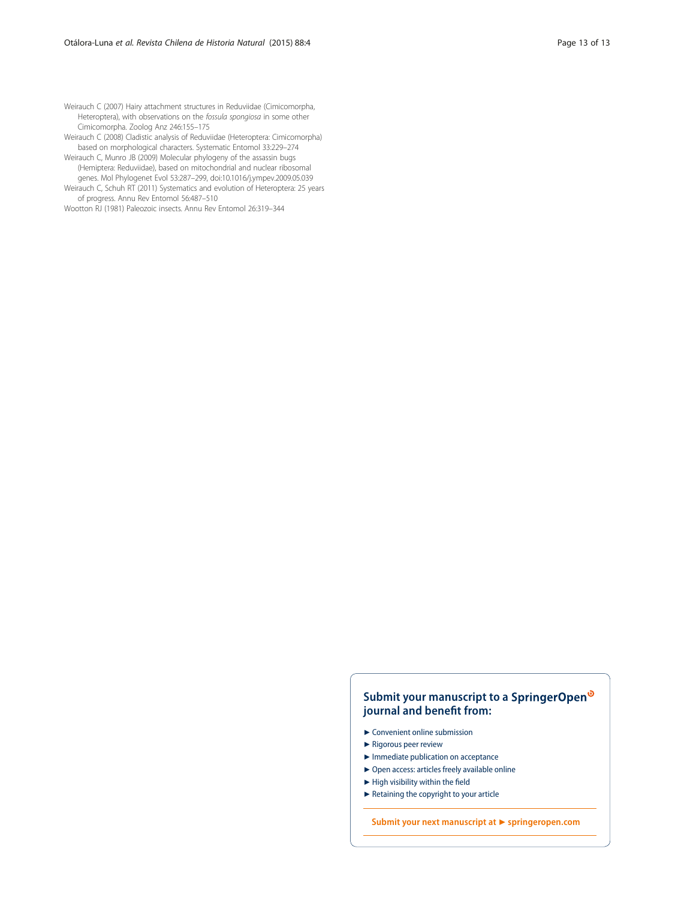Weirauch C (2007) Hairy attachment structures in Reduviidae (Cimicomorpha, Heteroptera), with observations on the *fossula spongiosa* in some other Cimicomorpha. Zoolog Anz 246:155–175

Weirauch C (2008) Cladistic analysis of Reduviidae (Heteroptera: Cimicomorpha) based on morphological characters. Systematic Entomol 33:229–274

Weirauch C, Munro JB (2009) Molecular phylogeny of the assassin bugs (Hemiptera: Reduviidae), based on mitochondrial and nuclear ribosomal genes. Mol Phylogenet Evol 53:287–299, doi:10.1016/j.ympev.2009.05.039

Weirauch C, Schuh RT (2011) Systematics and evolution of Heteroptera: 25 years of progress. Annu Rev Entomol 56:487–510

Wootton RJ (1981) Paleozoic insects. Annu Rev Entomol 26:319–344

**Submit your manuscript to a SpringerOpen journal and benefit from:**

- ► Convenient online submission
- ► Rigorous peer review
- ► Immediate publication on acceptance
- ► Open access: articles freely available online
- ► High visibility within the field
- ► Retaining the copyright to your article

**Submit your next manuscript at ► springeropen.com**